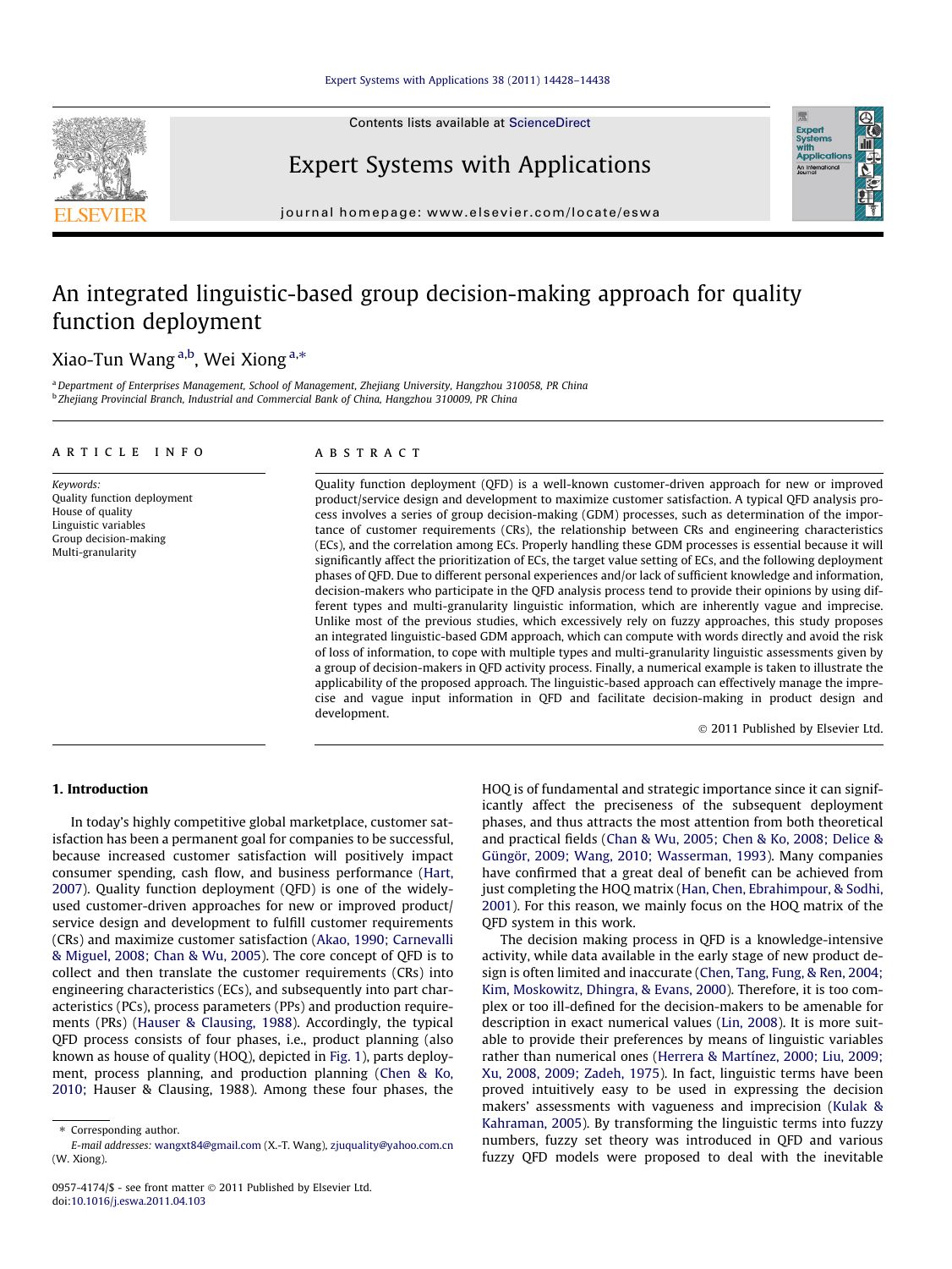# An integrated linguistic-based group decision-making approach for quality function deployment

Xiao-Tun Wang [a,b], Wei Xiong [a,*]

[a] Department of Enterprises Management, School of Management, Zhejiang University, Hangzhou 310058, PR China
[b] Zhejiang Provincial Branch, Industrial and Commercial Bank of China, Hangzhou 310009, PR China

**ARTICLE INFO**

*Keywords:*
Quality function deployment
House of quality
Linguistic variables
Group decision-making
Multi-granularity

**ABSTRACT**

Quality function deployment (QFD) is a well-known customer-driven approach for new or improved product/service design and development to maximize customer satisfaction. A typical QFD analysis process involves a series of group decision-making (GDM) processes, such as determination of the importance of customer requirements (CRs), the relationship between CRs and engineering characteristics (ECs), and the correlation among ECs. Properly handling these GDM processes is essential because it will significantly affect the prioritization of ECs, the target value setting of ECs, and the following deployment phases of QFD. Due to different personal experiences and/or lack of sufficient knowledge and information, decision-makers who participate in the QFD analysis process tend to provide their opinions by using different types and multi-granularity linguistic information, which are inherently vague and imprecise. Unlike most of the previous studies, which excessively rely on fuzzy approaches, this study proposes an integrated linguistic-based GDM approach, which can compute with words directly and avoid the risk of loss of information, to cope with multiple types and multi-granularity linguistic assessments given by a group of decision-makers in QFD activity process. Finally, a numerical example is taken to illustrate the applicability of the proposed approach. The linguistic-based approach can effectively manage the imprecise and vague input information in QFD and facilitate decision-making in product design and development.

© 2011 Published by Elsevier Ltd.

## 1. Introduction

In today's highly competitive global marketplace, customer satisfaction has been a permanent goal for companies to be successful, because increased customer satisfaction will positively impact consumer spending, cash flow, and business performance (Hart, 2007). Quality function deployment (QFD) is one of the widely-used customer-driven approaches for new or improved product/service design and development to fulfill customer requirements (CRs) and maximize customer satisfaction (Akao, 1990; Carnevalli & Miguel, 2008; Chan & Wu, 2005). The core concept of QFD is to collect and then translate the customer requirements (CRs) into engineering characteristics (ECs), and subsequently into part characteristics (PCs), process parameters (PPs) and production requirements (PRs) (Hauser & Clausing, 1988). Accordingly, the typical QFD process consists of four phases, i.e., product planning (also known as house of quality (HOQ), depicted in Fig. 1), parts deployment, process planning, and production planning (Chen & Ko, 2010; Hauser & Clausing, 1988). Among these four phases, the HOQ is of fundamental and strategic importance since it can significantly affect the preciseness of the subsequent deployment phases, and thus attracts the most attention from both theoretical and practical fields (Chan & Wu, 2005; Chen & Ko, 2008; Delice & Güngör, 2009; Wang, 2010; Wasserman, 1993). Many companies have confirmed that a great deal of benefit can be achieved from just completing the HOQ matrix (Han, Chen, Ebrahimpour, & Sodhi, 2001). For this reason, we mainly focus on the HOQ matrix of the QFD system in this work.

The decision making process in QFD is a knowledge-intensive activity, while data available in the early stage of new product design is often limited and inaccurate (Chen, Tang, Fung, & Ren, 2004; Kim, Moskowitz, Dhingra, & Evans, 2000). Therefore, it is too complex or too ill-defined for the decision-makers to be amenable for description in exact numerical values (Lin, 2008). It is more suitable to provide their preferences by means of linguistic variables rather than numerical ones (Herrera & Martínez, 2000; Liu, 2009; Xu, 2008, 2009; Zadeh, 1975). In fact, linguistic terms have been proved intuitively easy to be used in expressing the decision makers' assessments with vagueness and imprecision (Kulak & Kahraman, 2005). By transforming the linguistic terms into fuzzy numbers, fuzzy set theory was introduced in QFD and various fuzzy QFD models were proposed to deal with the inevitable

\* Corresponding author.
E-mail addresses: wangxt84@gmail.com (X.-T. Wang), zjuquality@yahoo.com.cn (W. Xiong).

0957-4174/$ - see front matter © 2011 Published by Elsevier Ltd.
doi:10.1016/j.eswa.2011.04.103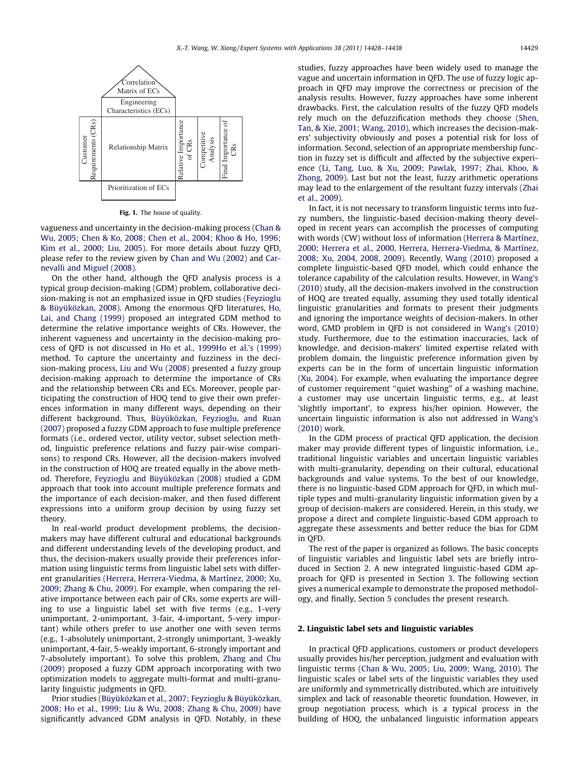Fig. 1. The house of quality.

vagueness and uncertainty in the decision-making process (Chan & Wu, 2005; Chen & Ko, 2008; Chen et al., 2004; Khoo & Ho, 1996; Kim et al., 2000; Liu, 2005). For more details about fuzzy QFD, please refer to the review given by Chan and Wu (2002) and Carnevalli and Miguel (2008).

On the other hand, although the QFD analysis process is a typical group decision-making (GDM) problem, collaborative decision-making is not an emphasized issue in QFD studies (Feyzioglu & Büyüközkan, 2008). Among the enormous QFD literatures, Ho, Lai, and Chang (1999) proposed an integrated GDM method to determine the relative importance weights of CRs. However, the inherent vagueness and uncertainty in the decision-making process of QFD is not discussed in Ho et al., 1999Ho et al.'s (1999) method. To capture the uncertainty and fuzziness in the decision-making process, Liu and Wu (2008) presented a fuzzy group decision-making approach to determine the importance of CRs and the relationship between CRs and ECs. Moreover, people participating the construction of HOQ tend to give their own preferences information in many different ways, depending on their different background. Thus, Büyüközkan, Feyzioglu, and Ruan (2007) proposed a fuzzy GDM approach to fuse multiple preference formats (i.e., ordered vector, utility vector, subset selection method, linguistic preference relations and fuzzy pair-wise comparisons) to respond CRs. However, all the decision-makers involved in the construction of HOQ are treated equally in the above method. Therefore, Feyzioglu and Büyüközkan (2008) studied a GDM approach that took into account multiple preference formats and the importance of each decision-maker, and then fused different expressions into a uniform group decision by using fuzzy set theory.

In real-world product development problems, the decision-makers may have different cultural and educational backgrounds and different understanding levels of the developing product, and thus, the decision-makers usually provide their preferences information using linguistic terms from linguistic label sets with different granularities (Herrera, Herrera-Viedma, & Martínez, 2000; Xu, 2009; Zhang & Chu, 2009). For example, when comparing the relative importance between each pair of CRs, some experts are willing to use a linguistic label set with five terms (e.g., 1-very unimportant, 2-unimportant, 3-fair, 4-important, 5-very important) while others prefer to use another one with seven terms (e.g., 1-absolutely unimportant, 2-strongly unimportant, 3-weakly unimportant, 4-fair, 5-weakly important, 6-strongly important and 7-absolutely important). To solve this problem, Zhang and Chu (2009) proposed a fuzzy GDM approach incorporating with two optimization models to aggregate multi-format and multi-granularity linguistic judgments in QFD.

Prior studies (Büyüközkan et al., 2007; Feyzioglu & Büyüközkan, 2008; Ho et al., 1999; Liu & Wu, 2008; Zhang & Chu, 2009) have significantly advanced GDM analysis in QFD. Notably, in these studies, fuzzy approaches have been widely used to manage the vague and uncertain information in QFD. The use of fuzzy logic approach in QFD may improve the correctness or precision of the analysis results. However, fuzzy approaches have some inherent drawbacks. First, the calculation results of the fuzzy QFD models rely much on the defuzzification methods they choose (Shen, Tan, & Xie, 2001; Wang, 2010), which increases the decision-makers' subjectivity obviously and poses a potential risk for loss of information. Second, selection of an appropriate membership function in fuzzy set is difficult and affected by the subjective experience (Li, Tang, Luo, & Xu, 2009; Pawlak, 1997; Zhai, Khoo, & Zhong, 2009). Last but not the least, fuzzy arithmetic operations may lead to the enlargement of the resultant fuzzy intervals (Zhai et al., 2009).

In fact, it is not necessary to transform linguistic terms into fuzzy numbers, the linguistic-based decision-making theory developed in recent years can accomplish the processes of computing with words (CW) without loss of information (Herrera & Martínez, 2000; Herrera et al., 2000, Herrera, Herrera-Viedma, & Martínez, 2008; Xu, 2004, 2008, 2009). Recently, Wang (2010) proposed a complete linguistic-based QFD model, which could enhance the tolerance capability of the calculation results. However, in Wang's (2010) study, all the decision-makers involved in the construction of HOQ are treated equally, assuming they used totally identical linguistic granularities and formats to present their judgments and ignoring the importance weights of decision-makers. In other word, GMD problem in QFD is not considered in Wang's (2010) study. Furthermore, due to the estimation inaccuracies, lack of knowledge, and decision-makers' limited expertise related with problem domain, the linguistic preference information given by experts can be in the form of uncertain linguistic information (Xu, 2004). For example, when evaluating the importance degree of customer requirement "quiet washing" of a washing machine, a customer may use uncertain linguistic terms, e.g., at least 'slightly important', to express his/her opinion. However, the uncertain linguistic information is also not addressed in Wang's (2010) work.

In the GDM process of practical QFD application, the decision maker may provide different types of linguistic information, i.e., traditional linguistic variables and uncertain linguistic variables with multi-granularity, depending on their cultural, educational backgrounds and value systems. To the best of our knowledge, there is no linguistic-based GDM approach for QFD, in which multiple types and multi-granularity linguistic information given by a group of decision-makers are considered. Herein, in this study, we propose a direct and complete linguistic-based GDM approach to aggregate these assessments and better reduce the bias for GDM in QFD.

The rest of the paper is organized as follows. The basic concepts of linguistic variables and linguistic label sets are briefly introduced in Section 2. A new integrated linguistic-based GDM approach for QFD is presented in Section 3. The following section gives a numerical example to demonstrate the proposed methodology, and finally, Section 5 concludes the present research.

## 2. Linguistic label sets and linguistic variables

In practical QFD applications, customers or product developers usually provides his/her perception, judgment and evaluation with linguistic terms (Chan & Wu, 2005; Liu, 2009; Wang, 2010). The linguistic scales or label sets of the linguistic variables they used are uniformly and symmetrically distributed, which are intuitively simplex and lack of reasonable theoretic foundation. However, in group negotiation process, which is a typical process in the building of HOQ, the unbalanced linguistic information appears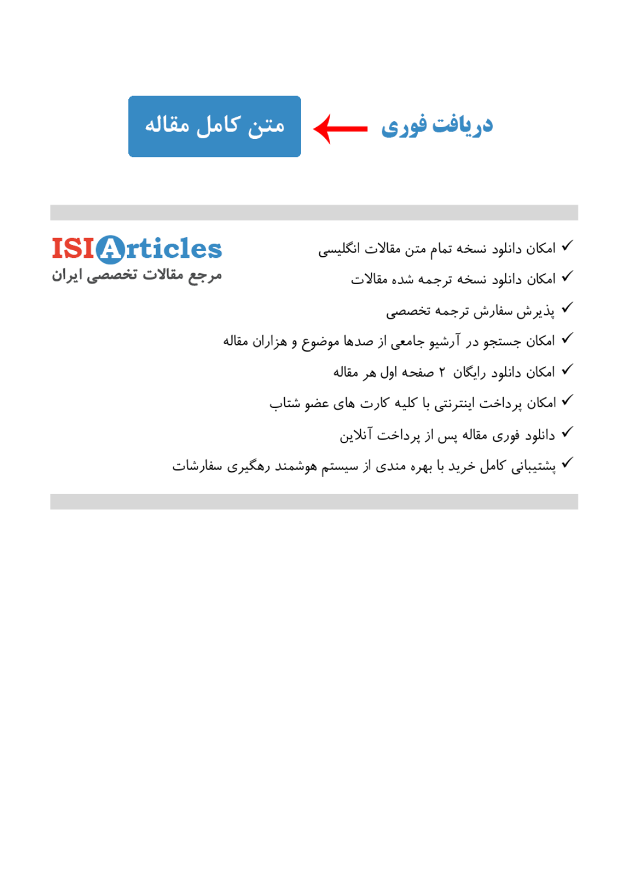دریافت فوری ← متن کامل مقاله

**ISIArticles**
مرجع مقالات تخصصی ایران

- ✓ امکان دانلود نسخه تمام متن مقالات انگلیسی
- ✓ امکان دانلود نسخه ترجمه شده مقالات
- ✓ پذیرش سفارش ترجمه تخصصی
- ✓ امکان جستجو در آرشیو جامعی از صدها موضوع و هزاران مقاله
- ✓ امکان دانلود رایگان ۲ صفحه اول هر مقاله
- ✓ امکان پرداخت اینترنتی با کلیه کارت های عضو شتاب
- ✓ دانلود فوری مقاله پس از پرداخت آنلاین
- ✓ پشتیبانی کامل خرید با بهره مندی از سیستم هوشمند رهگیری سفارشات